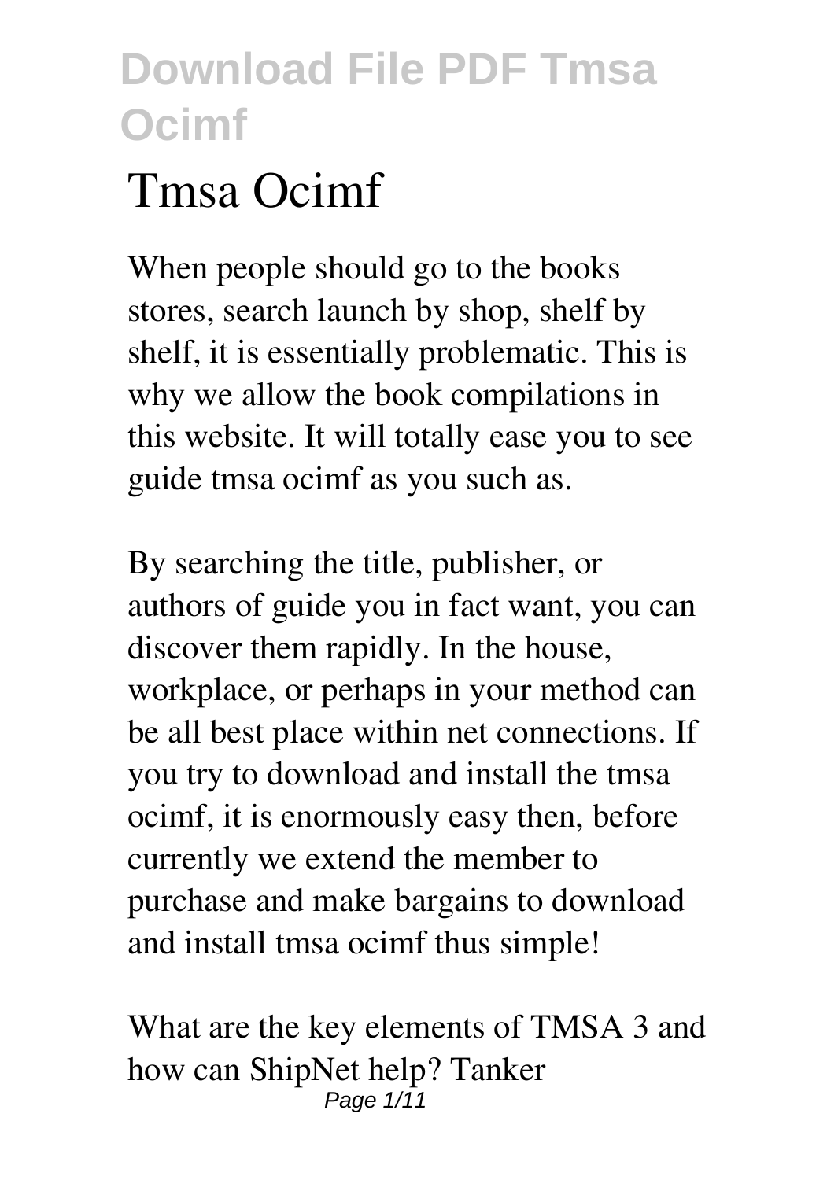# Tmsa Ocimf

When people should go to the books stores, search launch by shop, shelf by shelf, it is essentially problematic. This is why we allow the book compilations in this website. It will totally ease you to see guide tmsa ocimf as you such as.

By searching the title, publisher, or authors of guide you in fact want, you can discover them rapidly. In the house, workplace, or perhaps in your method can be all best place within net connections. If you try to download and install the tmsa ocimf, it is enormously easy then, before currently we extend the member to purchase and make bargains to download and install tmsa ocimf thus simple!

What are the key elements of TMSA 3 and how can ShipNet help? Tanker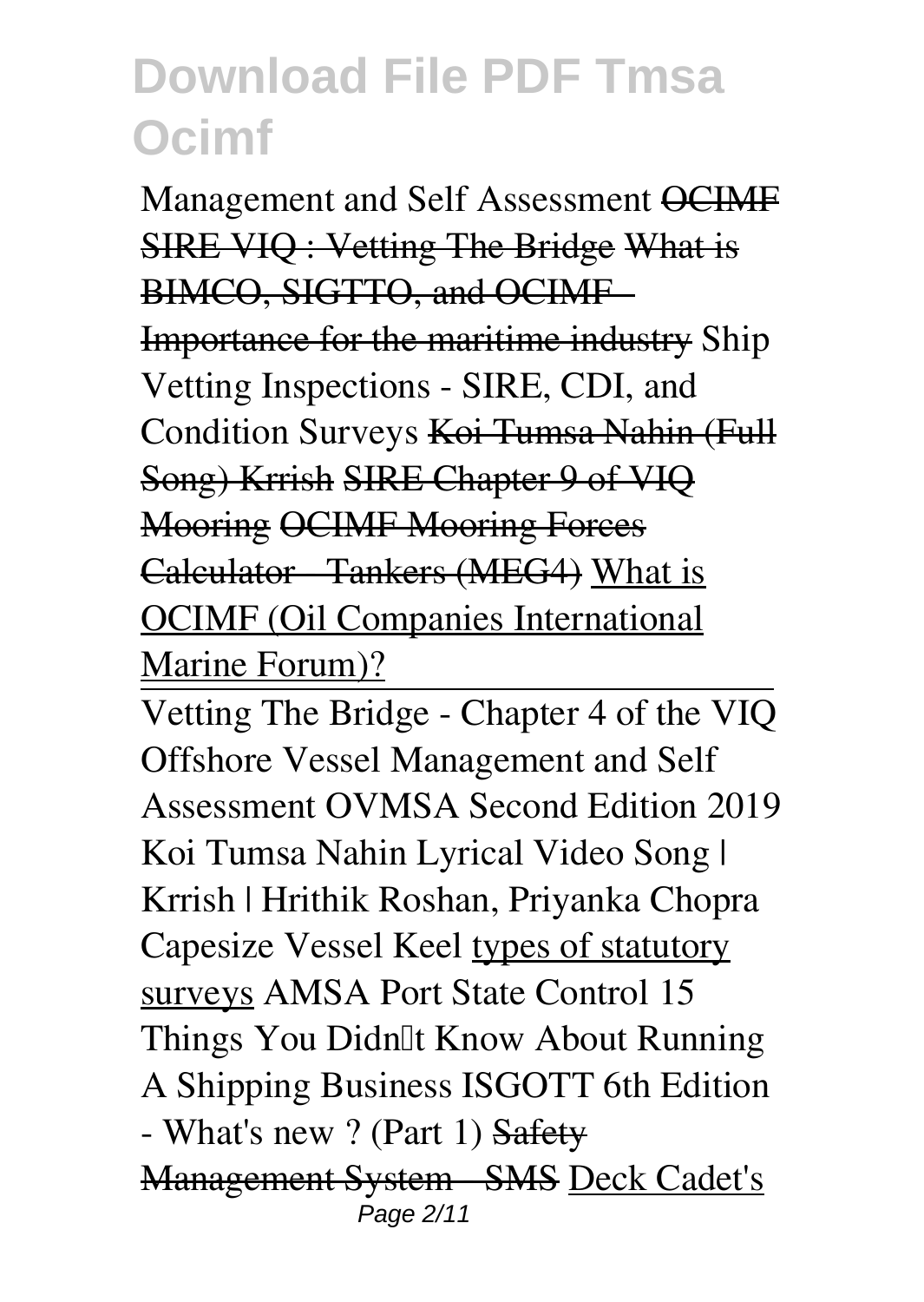Management and Self Assessment ~~OCIMF SIRE VIQ : Vetting The Bridge~~ ~~What is BIMCO, SIGTTO, and OCIMF - Importance for the maritime industry~~ Ship Vetting Inspections - SIRE, CDI, and Condition Surveys ~~Koi Tumsa Nahin (Full Song) Krrish~~ ~~SIRE Chapter 9 of VIQ Mooring~~ ~~OCIMF Mooring Forces Calculator - Tankers (MEG4)~~ What is OCIMF (Oil Companies International Marine Forum)?

Vetting The Bridge - Chapter 4 of the VIQ Offshore Vessel Management and Self Assessment OVMSA Second Edition 2019 Koi Tumsa Nahin Lyrical Video Song | Krrish | Hrithik Roshan, Priyanka Chopra Capesize Vessel Keel types of statutory surveys AMSA Port State Control 15 Things You Didn't Know About Running A Shipping Business ISGOTT 6th Edition - What's new ? (Part 1) ~~Safety Management System - SMS~~ Deck Cadet's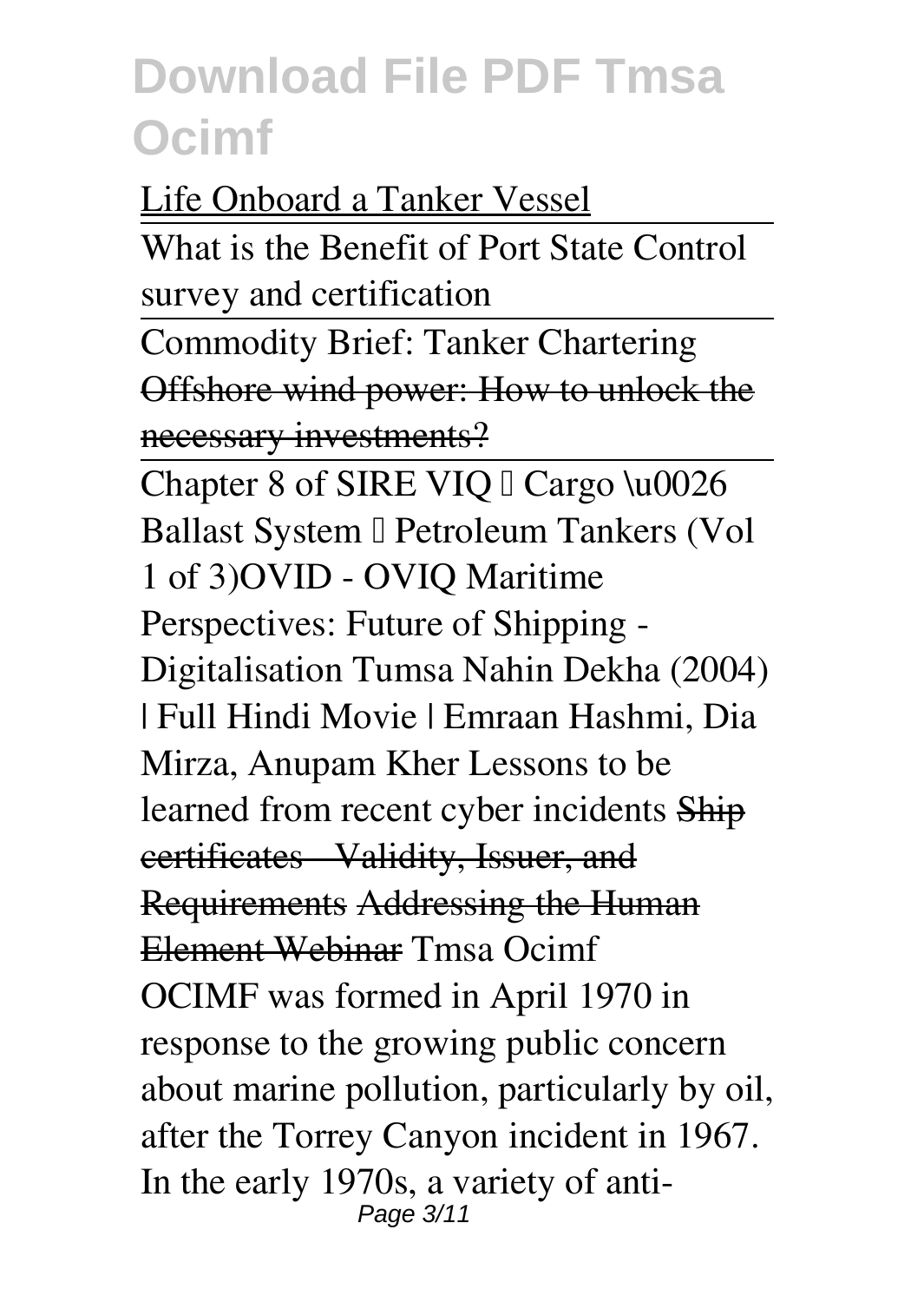Life Onboard a Tanker Vessel

What is the Benefit of Port State Control survey and certification

Commodity Brief: Tanker Chartering

~~Offshore wind power: How to unlock the necessary investments?~~

Chapter 8 of SIRE VIQ – Cargo \u0026 Ballast System – Petroleum Tankers (Vol 1 of 3) OVID - OVIQ Maritime Perspectives: Future of Shipping - Digitalisation Tumsa Nahin Dekha (2004) | Full Hindi Movie | Emraan Hashmi, Dia Mirza, Anupam Kher Lessons to be learned from recent cyber incidents ~~Ship certificates - Validity, Issuer, and Requirements~~ ~~Addressing the Human Element Webinar~~ Tmsa Ocimf

OCIMF was formed in April 1970 in response to the growing public concern about marine pollution, particularly by oil, after the Torrey Canyon incident in 1967. In the early 1970s, a variety of anti-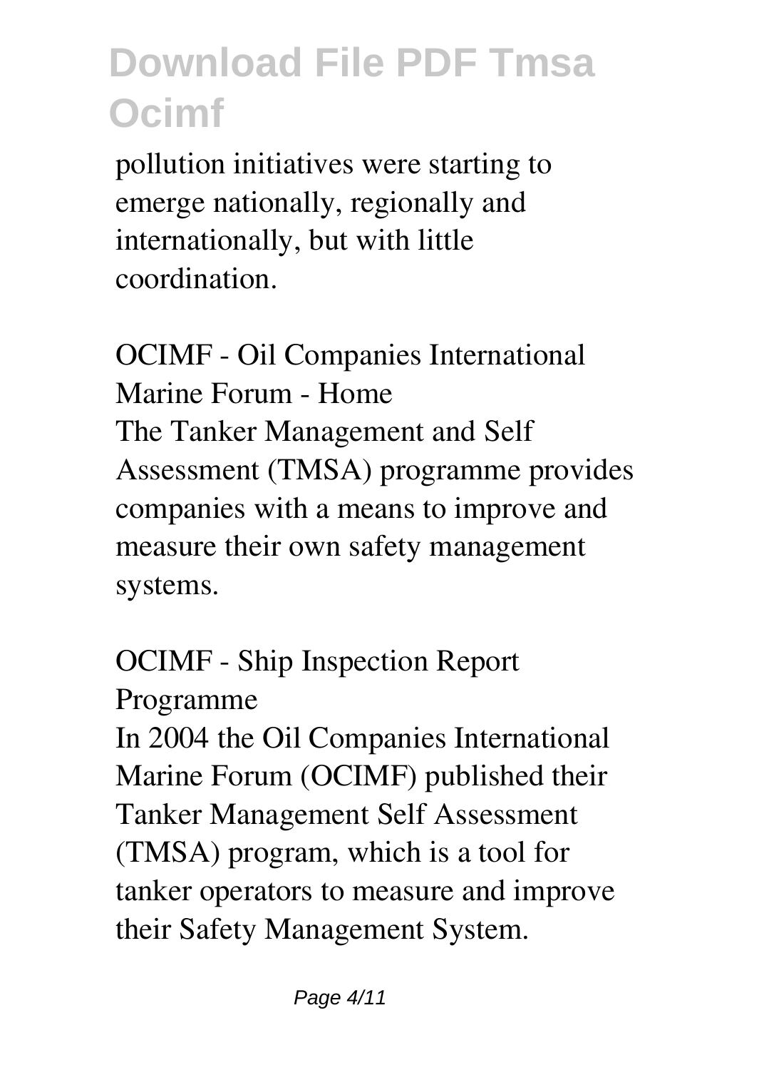pollution initiatives were starting to emerge nationally, regionally and internationally, but with little coordination.

### OCIMF - Oil Companies International Marine Forum - Home

The Tanker Management and Self Assessment (TMSA) programme provides companies with a means to improve and measure their own safety management systems.

### OCIMF - Ship Inspection Report Programme

In 2004 the Oil Companies International Marine Forum (OCIMF) published their Tanker Management Self Assessment (TMSA) program, which is a tool for tanker operators to measure and improve their Safety Management System.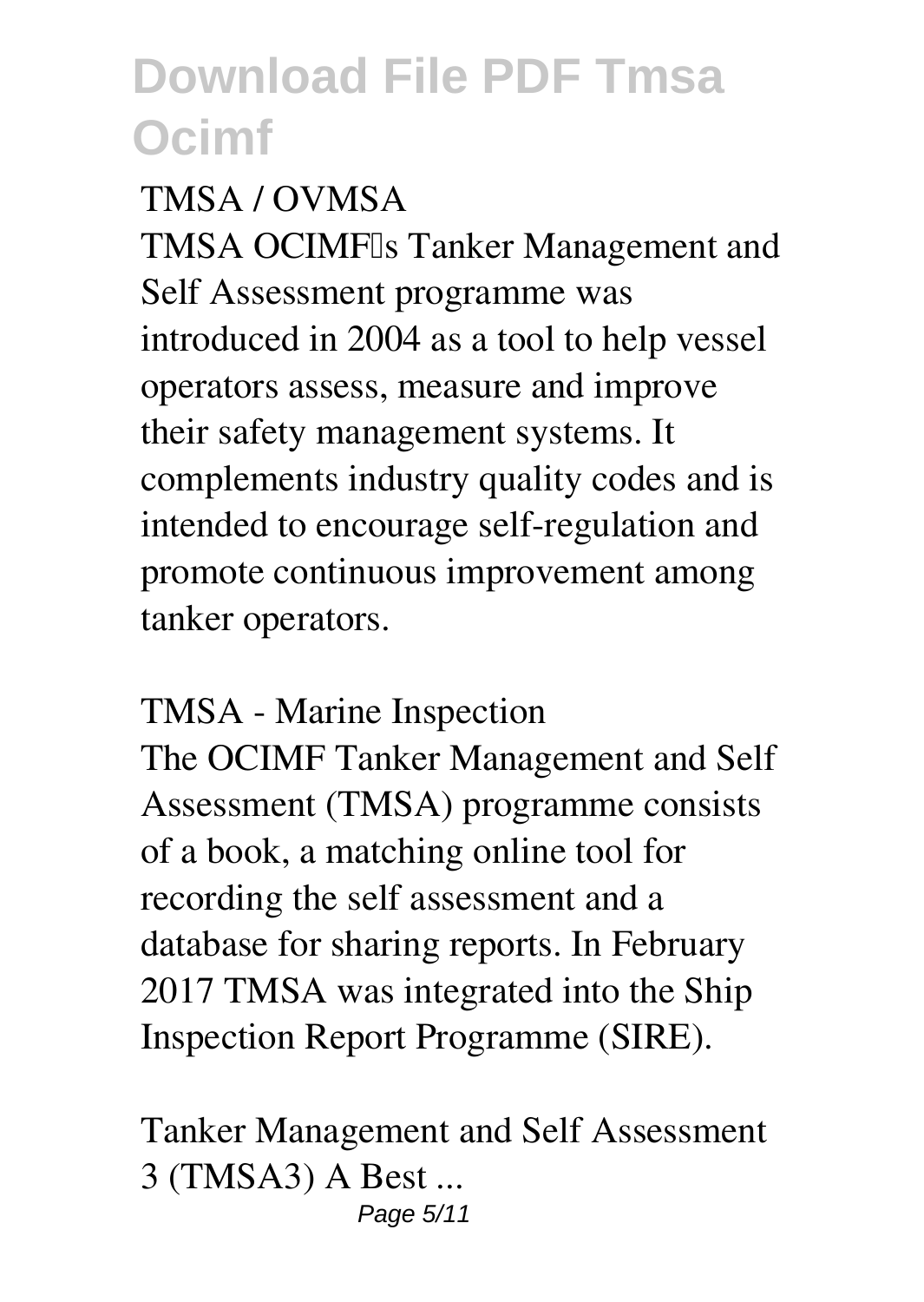**TMSA / OVMSA**

TMSA OCIMF's Tanker Management and Self Assessment programme was introduced in 2004 as a tool to help vessel operators assess, measure and improve their safety management systems. It complements industry quality codes and is intended to encourage self-regulation and promote continuous improvement among tanker operators.

**TMSA - Marine Inspection**

The OCIMF Tanker Management and Self Assessment (TMSA) programme consists of a book, a matching online tool for recording the self assessment and a database for sharing reports. In February 2017 TMSA was integrated into the Ship Inspection Report Programme (SIRE).

**Tanker Management and Self Assessment 3 (TMSA3) A Best ...**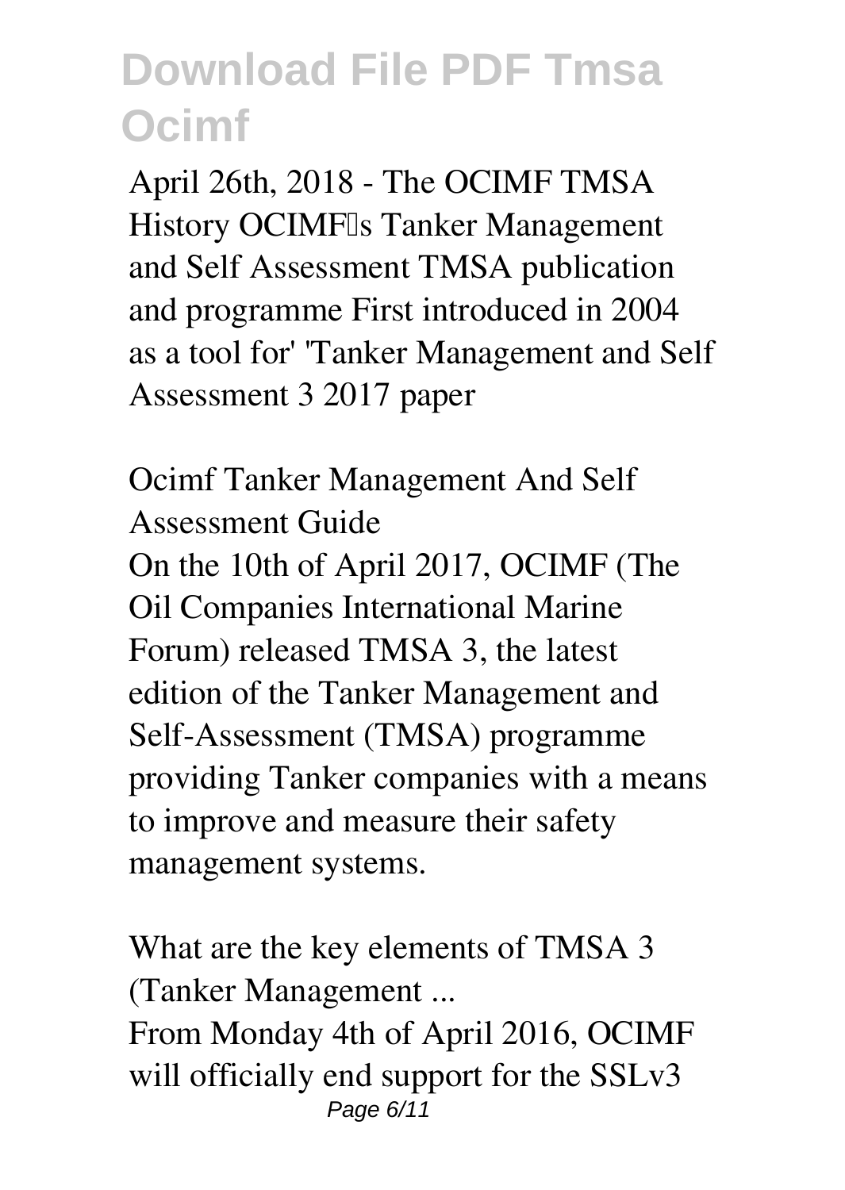April 26th, 2018 - The OCIMF TMSA History OCIMF's Tanker Management and Self Assessment TMSA publication and programme First introduced in 2004 as a tool for' 'Tanker Management and Self Assessment 3 2017 paper

**Ocimf Tanker Management And Self Assessment Guide**

On the 10th of April 2017, OCIMF (The Oil Companies International Marine Forum) released TMSA 3, the latest edition of the Tanker Management and Self-Assessment (TMSA) programme providing Tanker companies with a means to improve and measure their safety management systems.

**What are the key elements of TMSA 3 (Tanker Management ...**

From Monday 4th of April 2016, OCIMF will officially end support for the SSLv3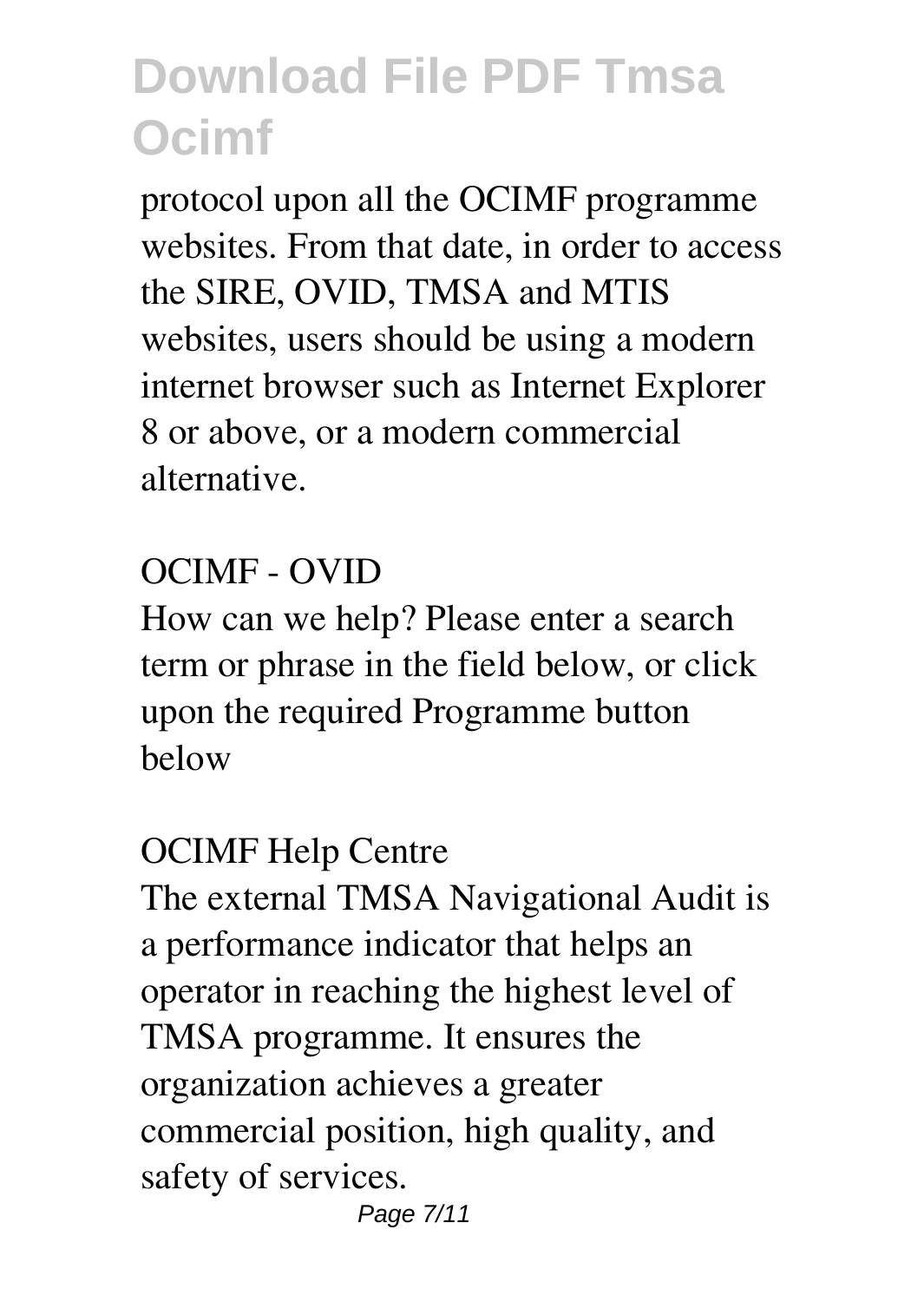protocol upon all the OCIMF programme websites. From that date, in order to access the SIRE, OVID, TMSA and MTIS websites, users should be using a modern internet browser such as Internet Explorer 8 or above, or a modern commercial alternative.

OCIMF - OVID

How can we help? Please enter a search term or phrase in the field below, or click upon the required Programme button below

OCIMF Help Centre

The external TMSA Navigational Audit is a performance indicator that helps an operator in reaching the highest level of TMSA programme. It ensures the organization achieves a greater commercial position, high quality, and safety of services.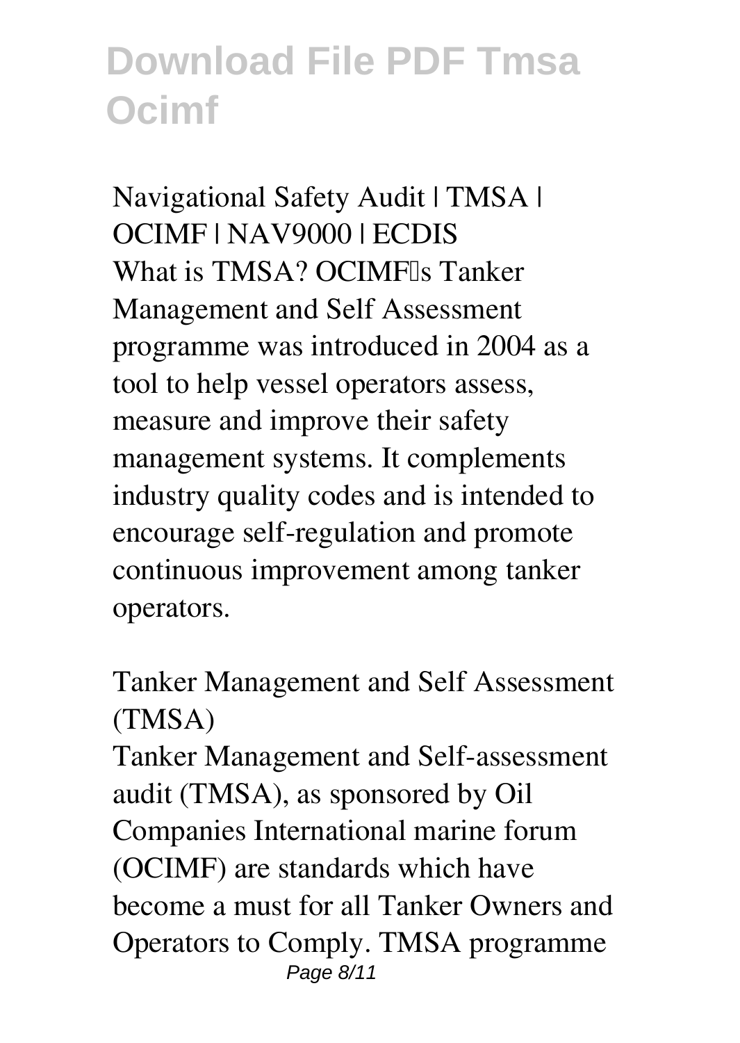**Navigational Safety Audit | TMSA | OCIMF | NAV9000 | ECDIS**

What is TMSA? OCIMF's Tanker Management and Self Assessment programme was introduced in 2004 as a tool to help vessel operators assess, measure and improve their safety management systems. It complements industry quality codes and is intended to encourage self-regulation and promote continuous improvement among tanker operators.

**Tanker Management and Self Assessment (TMSA)**

Tanker Management and Self-assessment audit (TMSA), as sponsored by Oil Companies International marine forum (OCIMF) are standards which have become a must for all Tanker Owners and Operators to Comply. TMSA programme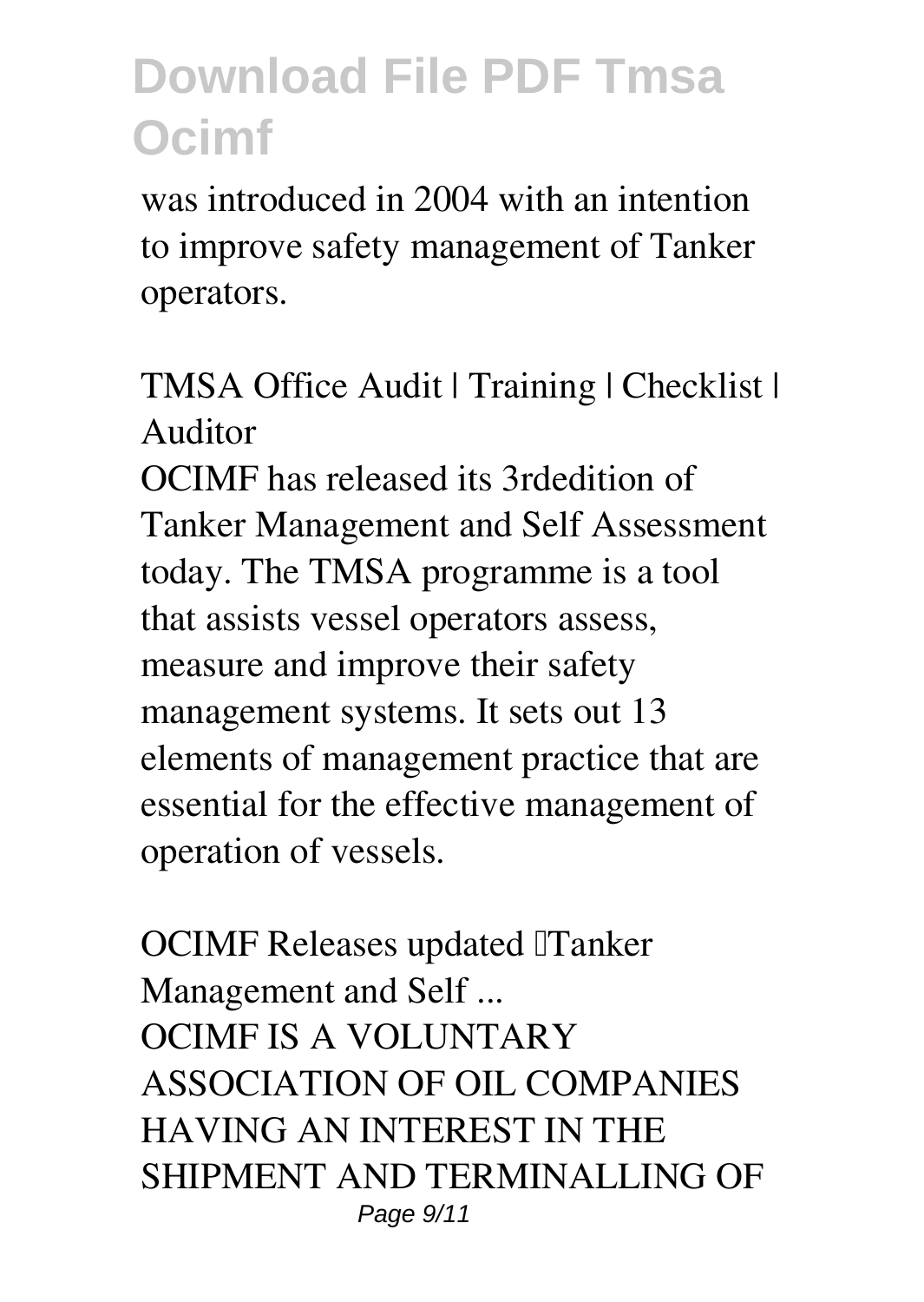was introduced in 2004 with an intention to improve safety management of Tanker operators.

**TMSA Office Audit | Training | Checklist | Auditor**

OCIMF has released its 3rdedition of Tanker Management and Self Assessment today. The TMSA programme is a tool that assists vessel operators assess, measure and improve their safety management systems. It sets out 13 elements of management practice that are essential for the effective management of operation of vessels.

**OCIMF Releases updated "Tanker Management and Self ...**

OCIMF IS A VOLUNTARY ASSOCIATION OF OIL COMPANIES HAVING AN INTEREST IN THE SHIPMENT AND TERMINALLING OF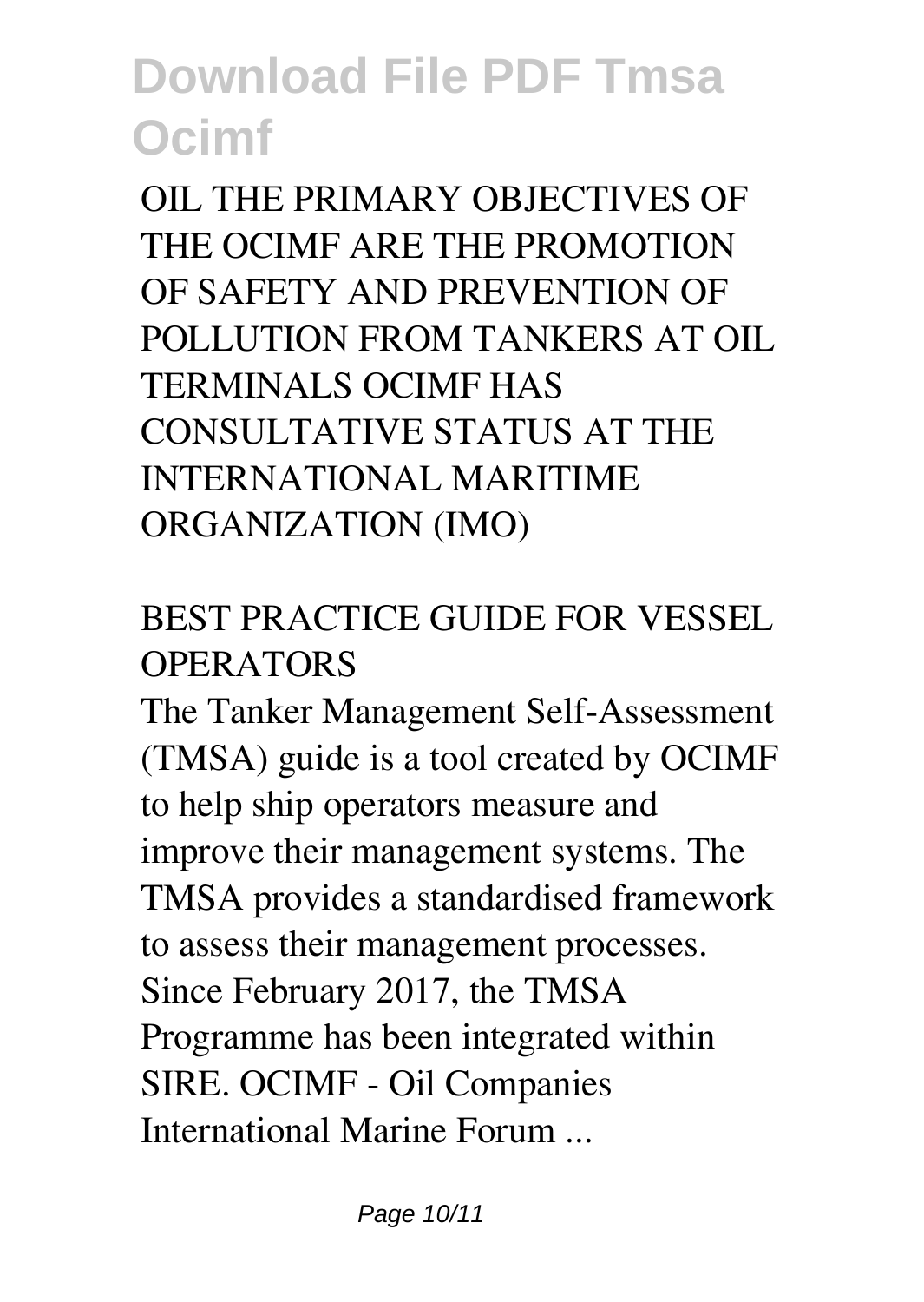OIL THE PRIMARY OBJECTIVES OF THE OCIMF ARE THE PROMOTION OF SAFETY AND PREVENTION OF POLLUTION FROM TANKERS AT OIL TERMINALS OCIMF HAS CONSULTATIVE STATUS AT THE INTERNATIONAL MARITIME ORGANIZATION (IMO)

## BEST PRACTICE GUIDE FOR VESSEL OPERATORS

The Tanker Management Self-Assessment (TMSA) guide is a tool created by OCIMF to help ship operators measure and improve their management systems. The TMSA provides a standardised framework to assess their management processes. Since February 2017, the TMSA Programme has been integrated within SIRE. OCIMF - Oil Companies International Marine Forum ...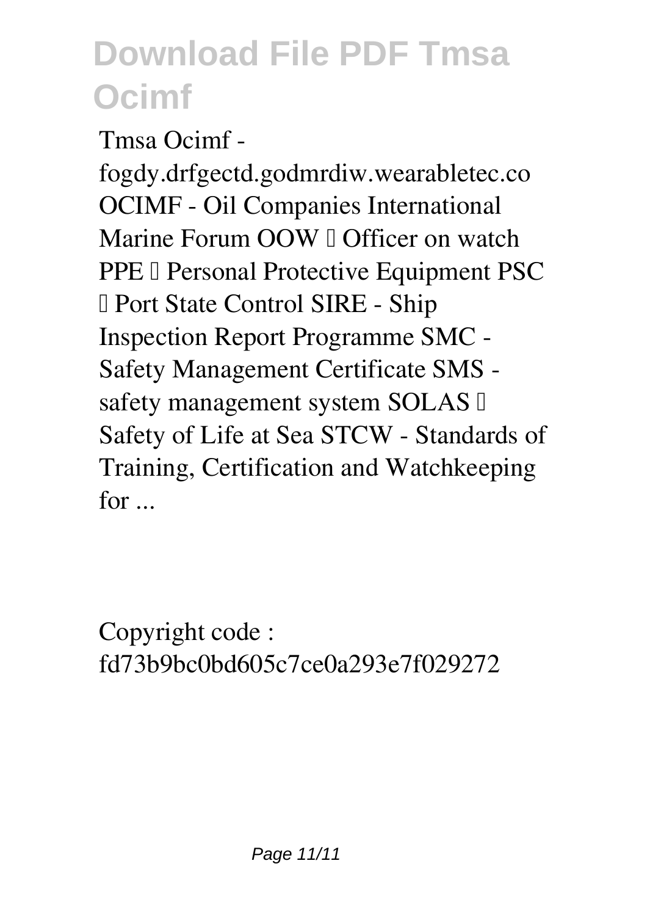# Download File PDF Tmsa Ocimf

Tmsa Ocimf - fogdy.drfgectd.godmrdiw.wearabletec.co OCIMF - Oil Companies International Marine Forum OOW – Officer on watch PPE – Personal Protective Equipment PSC – Port State Control SIRE - Ship Inspection Report Programme SMC - Safety Management Certificate SMS - safety management system SOLAS – Safety of Life at Sea STCW - Standards of Training, Certification and Watchkeeping for ...

Copyright code : fd73b9bc0bd605c7ce0a293e7f029272